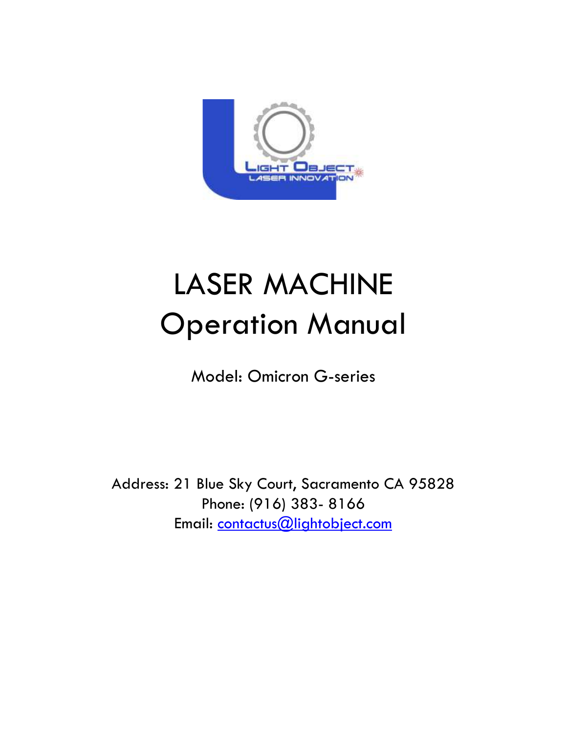# LASER MACHINE Operation Manual

Model: Omicron G-series

Address: 21 Blue Sky Court, Sacramento CA 95828
Phone: (916) 383- 8166
Email: contactus@lightobject.com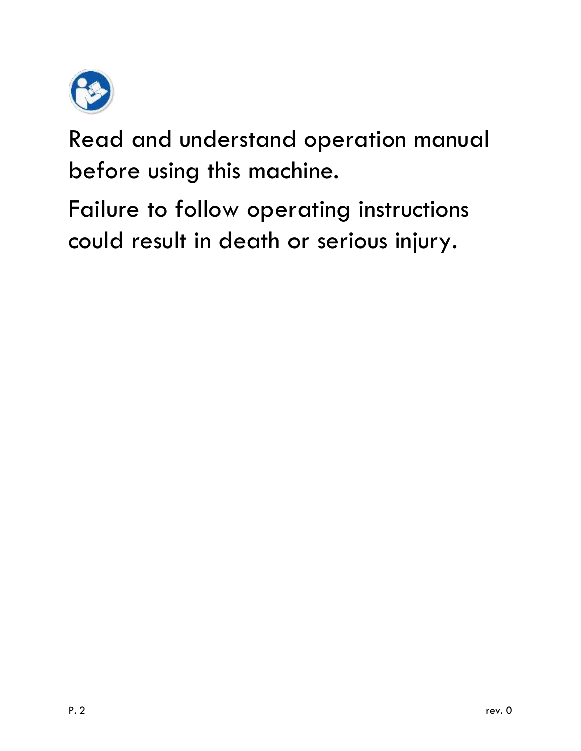Read and understand operation manual before using this machine.

Failure to follow operating instructions could result in death or serious injury.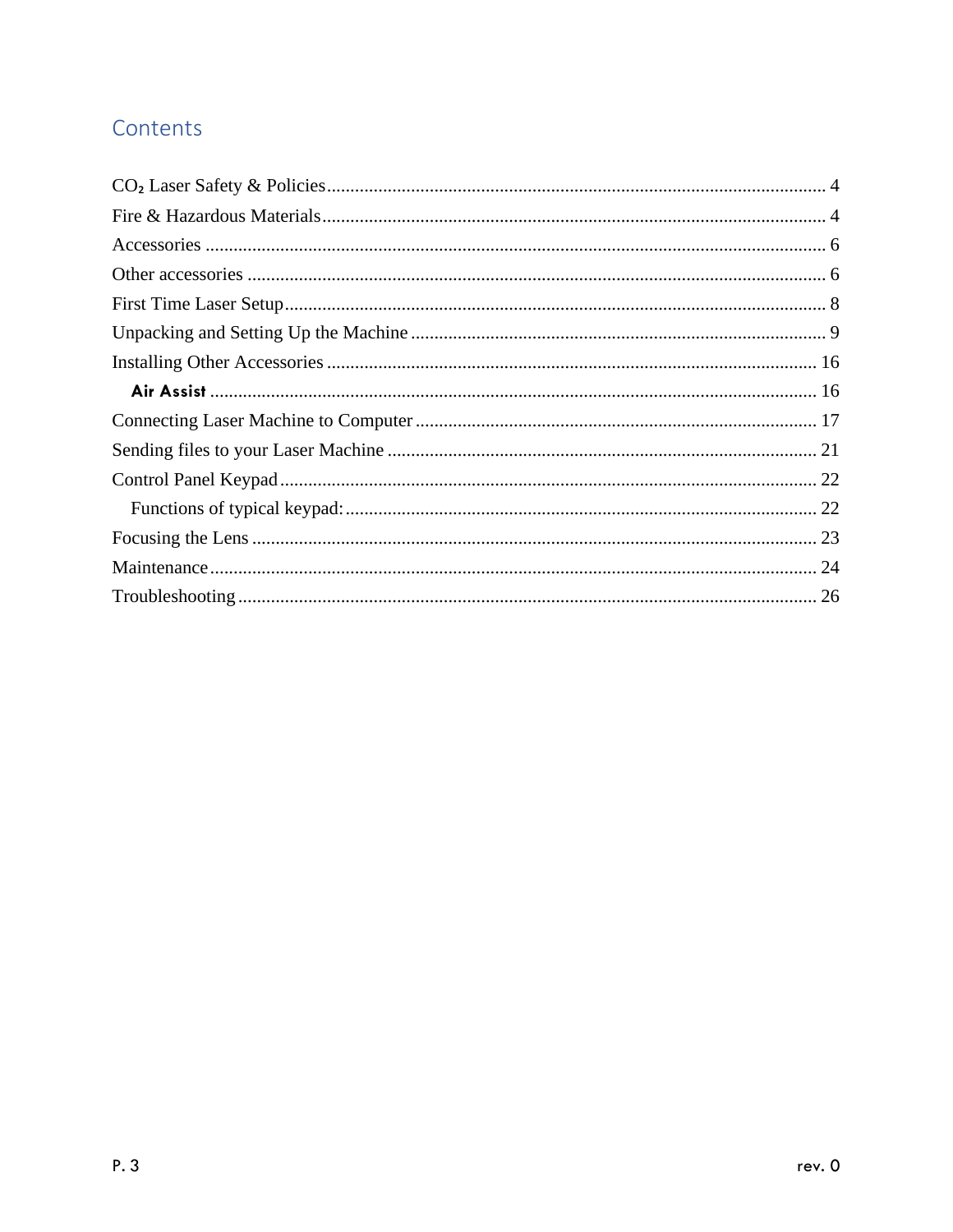## Contents

- $CO_2$ Laser Safety & Policies ........ 4
- Fire & Hazardous Materials ........ 4
- Accessories ........ 6
- Other accessories ........ 6
- First Time Laser Setup ........ 8
- Unpacking and Setting Up the Machine ........ 9
- Installing Other Accessories ........ 16
  - **Air Assist** ........ 16
- Connecting Laser Machine to Computer ........ 17
- Sending files to your Laser Machine ........ 21
- Control Panel Keypad ........ 22
  - Functions of typical keypad: ........ 22
- Focusing the Lens ........ 23
- Maintenance ........ 24
- Troubleshooting ........ 26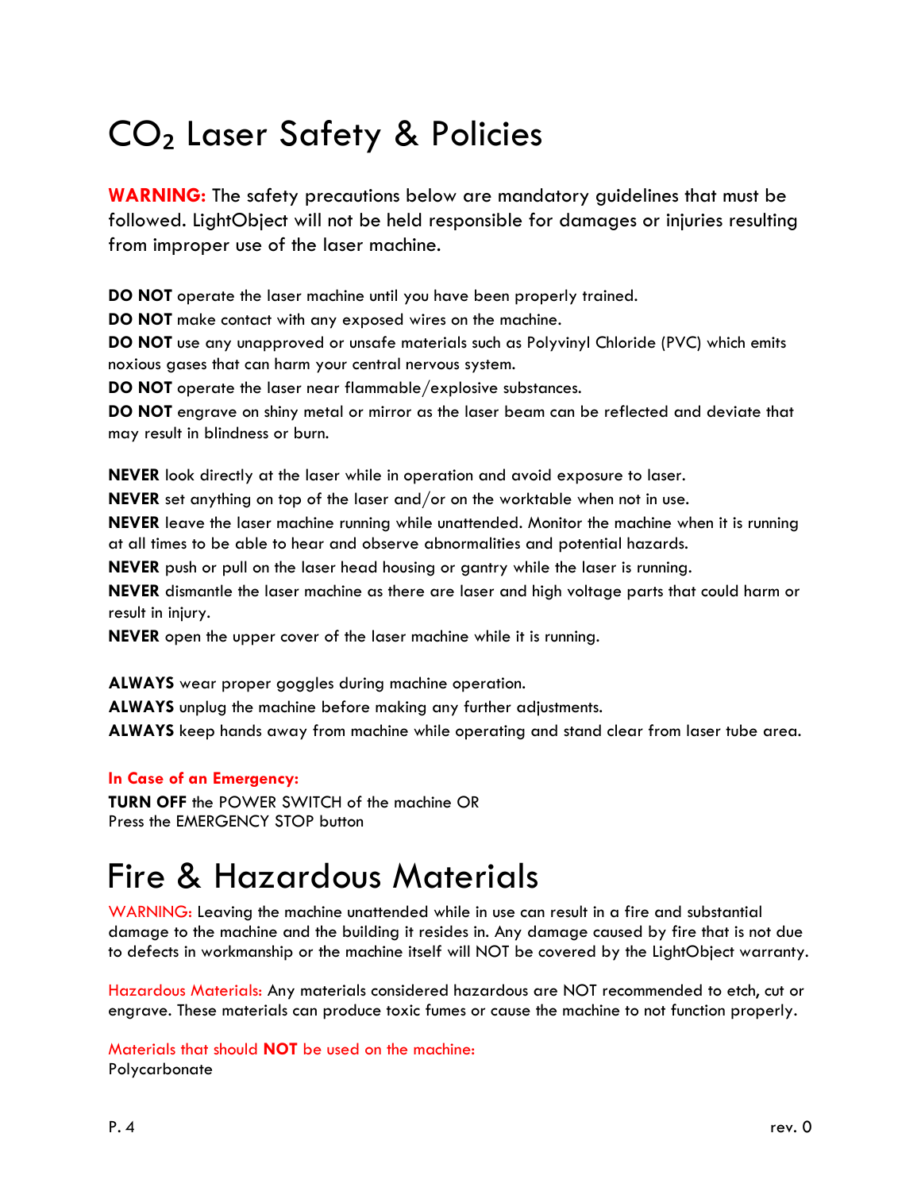# $CO_2$ Laser Safety & Policies

**WARNING:** The safety precautions below are mandatory guidelines that must be followed. LightObject will not be held responsible for damages or injuries resulting from improper use of the laser machine.

**DO NOT** operate the laser machine until you have been properly trained.

**DO NOT** make contact with any exposed wires on the machine.

**DO NOT** use any unapproved or unsafe materials such as Polyvinyl Chloride (PVC) which emits noxious gases that can harm your central nervous system.

**DO NOT** operate the laser near flammable/explosive substances.

**DO NOT** engrave on shiny metal or mirror as the laser beam can be reflected and deviate that may result in blindness or burn.

**NEVER** look directly at the laser while in operation and avoid exposure to laser.

**NEVER** set anything on top of the laser and/or on the worktable when not in use.

**NEVER** leave the laser machine running while unattended. Monitor the machine when it is running at all times to be able to hear and observe abnormalities and potential hazards.

**NEVER** push or pull on the laser head housing or gantry while the laser is running.

**NEVER** dismantle the laser machine as there are laser and high voltage parts that could harm or result in injury.

**NEVER** open the upper cover of the laser machine while it is running.

**ALWAYS** wear proper goggles during machine operation.

**ALWAYS** unplug the machine before making any further adjustments.

**ALWAYS** keep hands away from machine while operating and stand clear from laser tube area.

**In Case of an Emergency:**

**TURN OFF** the POWER SWITCH of the machine OR
Press the EMERGENCY STOP button

# Fire & Hazardous Materials

WARNING: Leaving the machine unattended while in use can result in a fire and substantial damage to the machine and the building it resides in. Any damage caused by fire that is not due to defects in workmanship or the machine itself will NOT be covered by the LightObject warranty.

Hazardous Materials: Any materials considered hazardous are NOT recommended to etch, cut or engrave. These materials can produce toxic fumes or cause the machine to not function properly.

Materials that should **NOT** be used on the machine:

Polycarbonate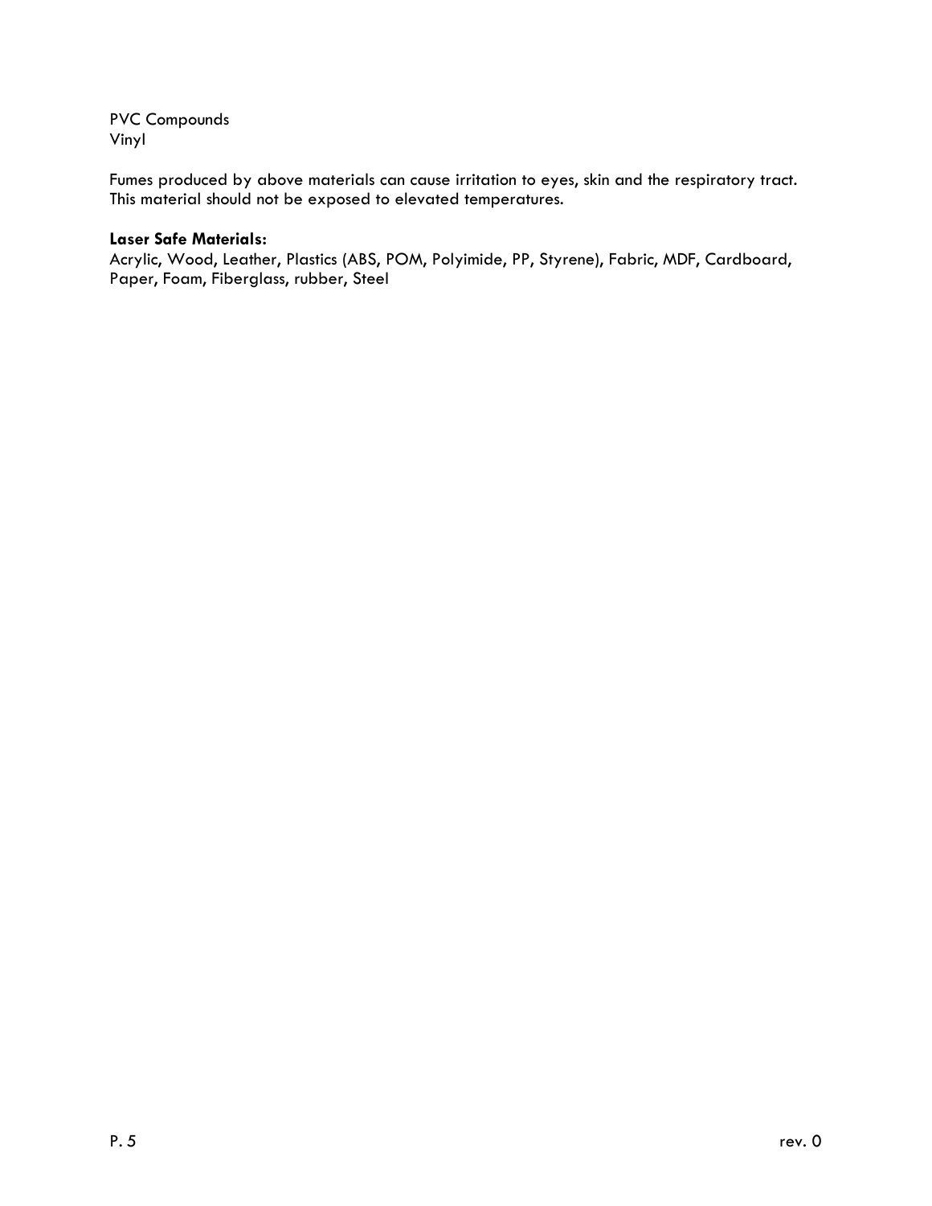PVC Compounds
Vinyl

Fumes produced by above materials can cause irritation to eyes, skin and the respiratory tract. This material should not be exposed to elevated temperatures.

**Laser Safe Materials:**
Acrylic, Wood, Leather, Plastics (ABS, POM, Polyimide, PP, Styrene), Fabric, MDF, Cardboard, Paper, Foam, Fiberglass, rubber, Steel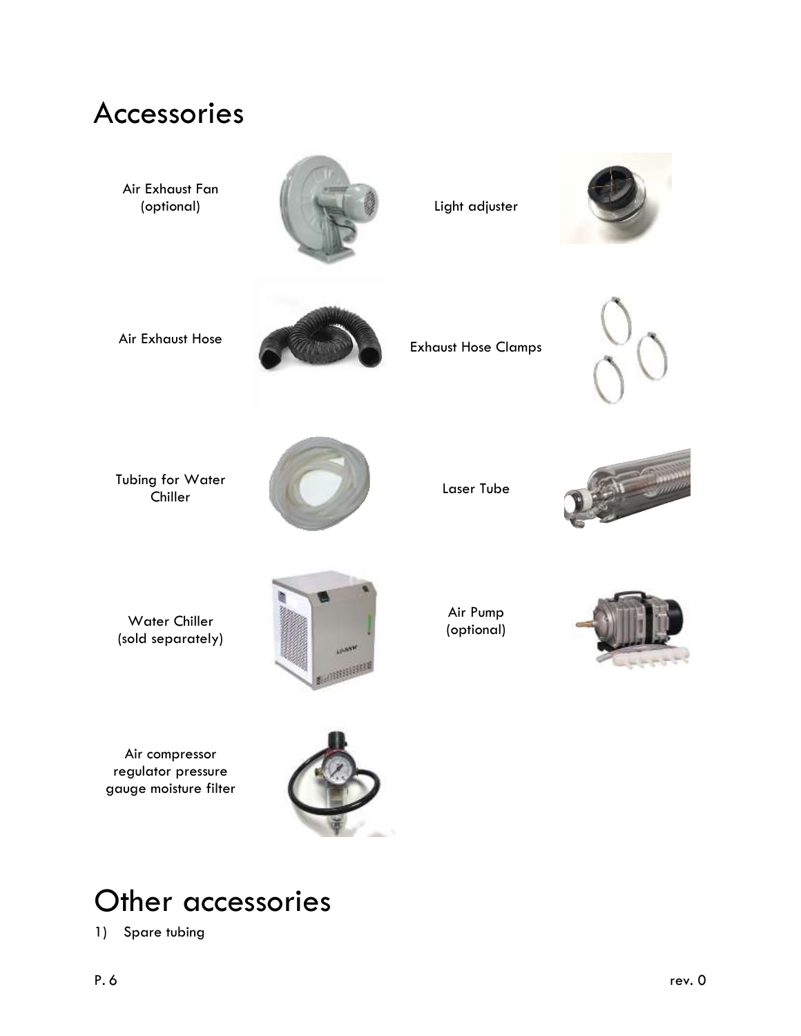# Accessories

Air Exhaust Fan (optional)

Light adjuster

Air Exhaust Hose

Exhaust Hose Clamps

Tubing for Water Chiller

Laser Tube

Water Chiller (sold separately)

Air Pump (optional)

Air compressor regulator pressure gauge moisture filter

# Other accessories

1) Spare tubing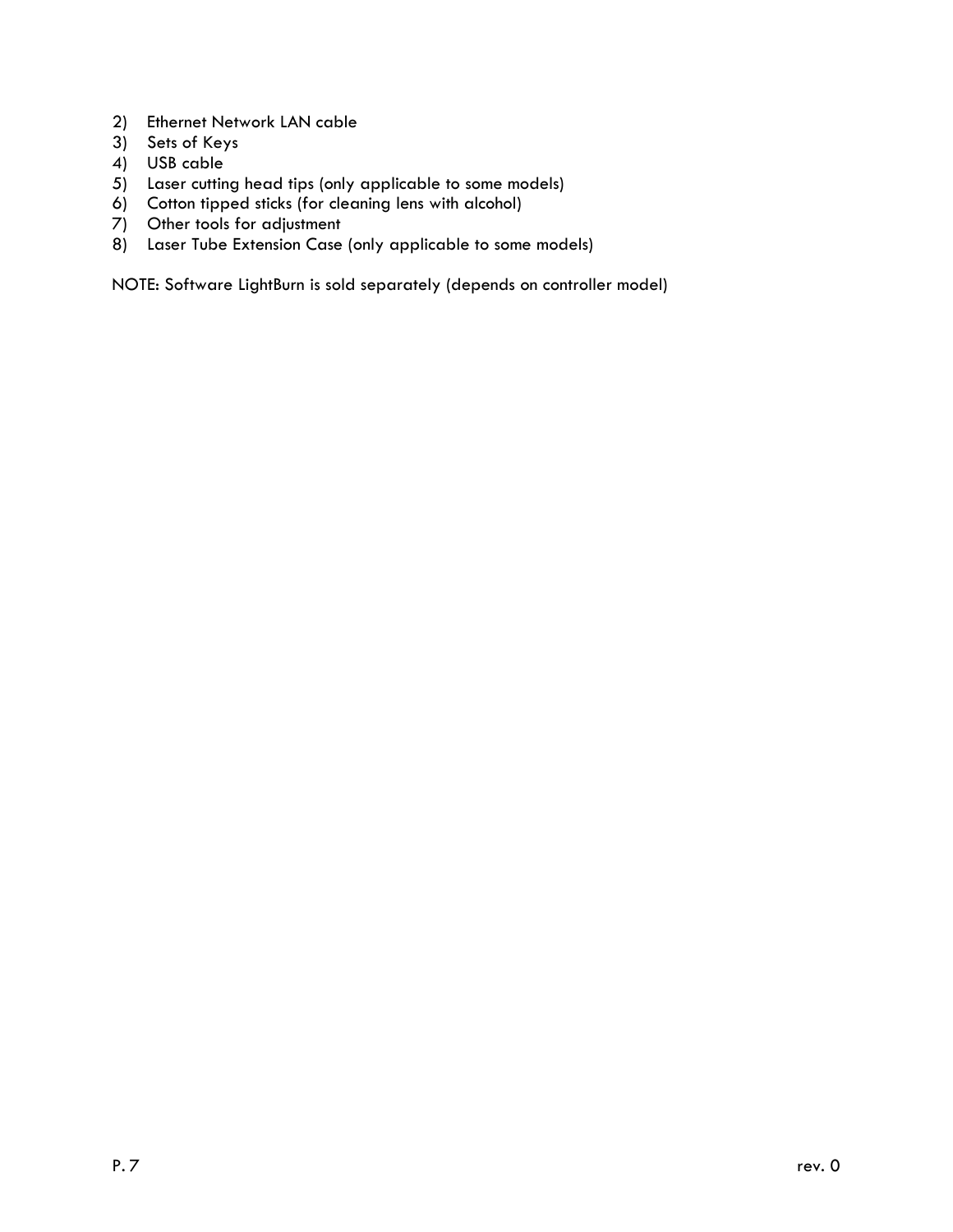2) Ethernet Network LAN cable
3) Sets of Keys
4) USB cable
5) Laser cutting head tips (only applicable to some models)
6) Cotton tipped sticks (for cleaning lens with alcohol)
7) Other tools for adjustment
8) Laser Tube Extension Case (only applicable to some models)

NOTE: Software LightBurn is sold separately (depends on controller model)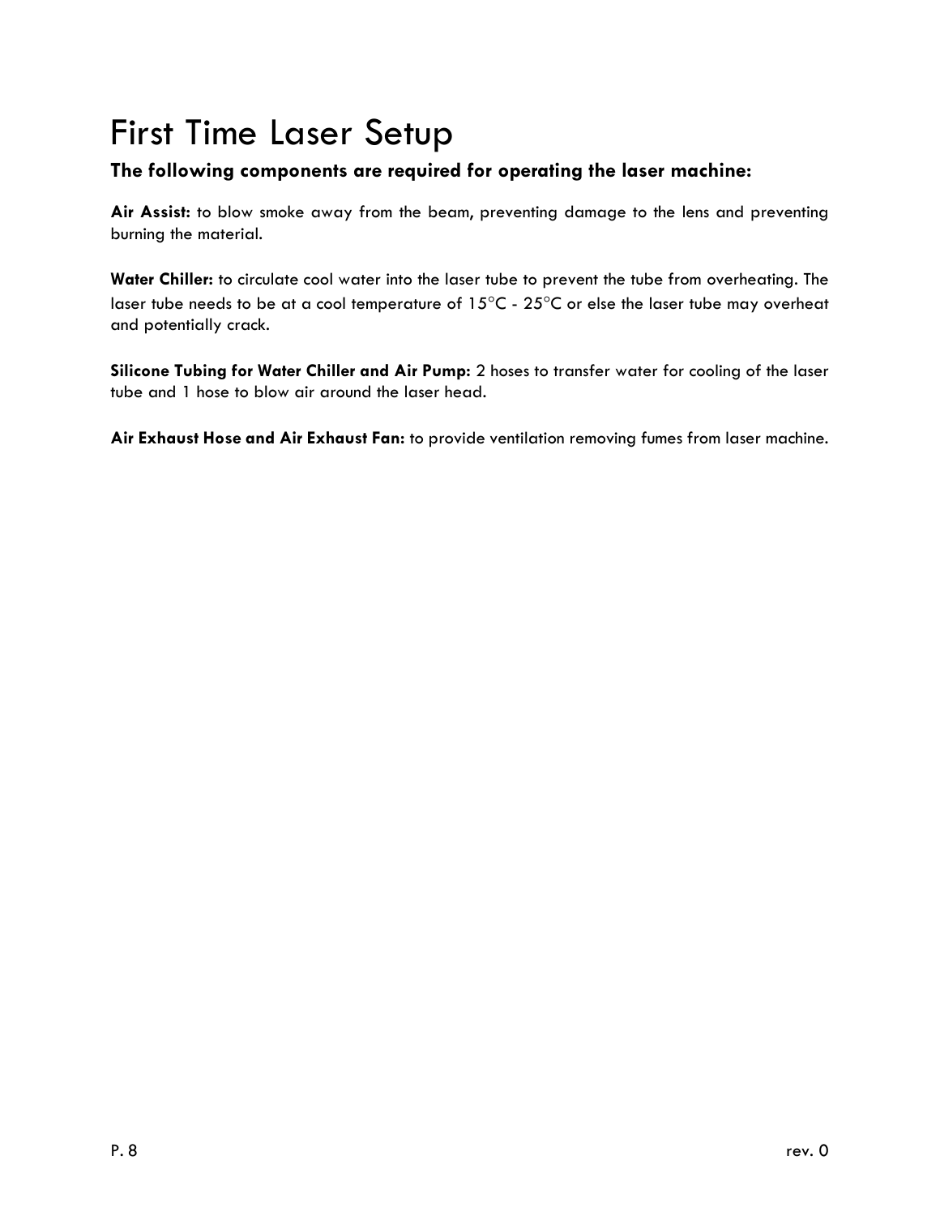# First Time Laser Setup

### The following components are required for operating the laser machine:

**Air Assist:** to blow smoke away from the beam, preventing damage to the lens and preventing burning the material.

**Water Chiller:** to circulate cool water into the laser tube to prevent the tube from overheating. The laser tube needs to be at a cool temperature of 15°C - 25°C or else the laser tube may overheat and potentially crack.

**Silicone Tubing for Water Chiller and Air Pump:** 2 hoses to transfer water for cooling of the laser tube and 1 hose to blow air around the laser head.

**Air Exhaust Hose and Air Exhaust Fan:** to provide ventilation removing fumes from laser machine.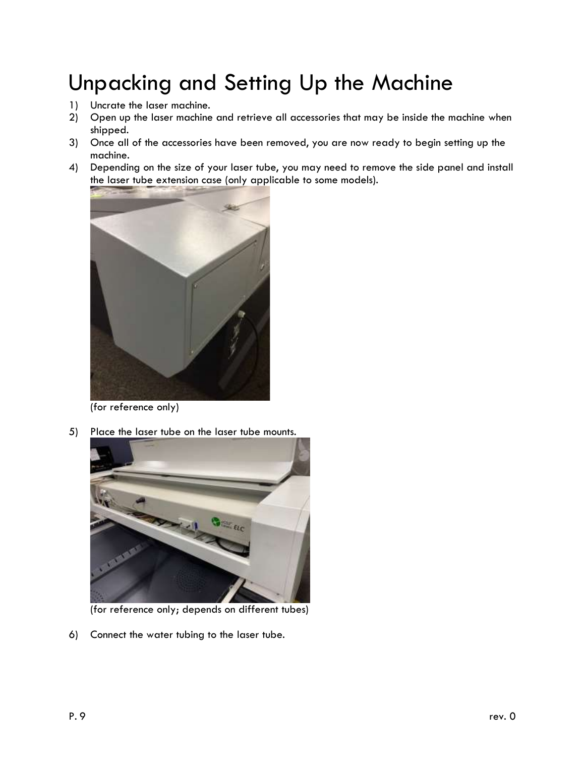# Unpacking and Setting Up the Machine

1) Uncrate the laser machine.
2) Open up the laser machine and retrieve all accessories that may be inside the machine when shipped.
3) Once all of the accessories have been removed, you are now ready to begin setting up the machine.
4) Depending on the size of your laser tube, you may need to remove the side panel and install the laser tube extension case (only applicable to some models).

   (for reference only)

5) Place the laser tube on the laser tube mounts.

   (for reference only; depends on different tubes)

6) Connect the water tubing to the laser tube.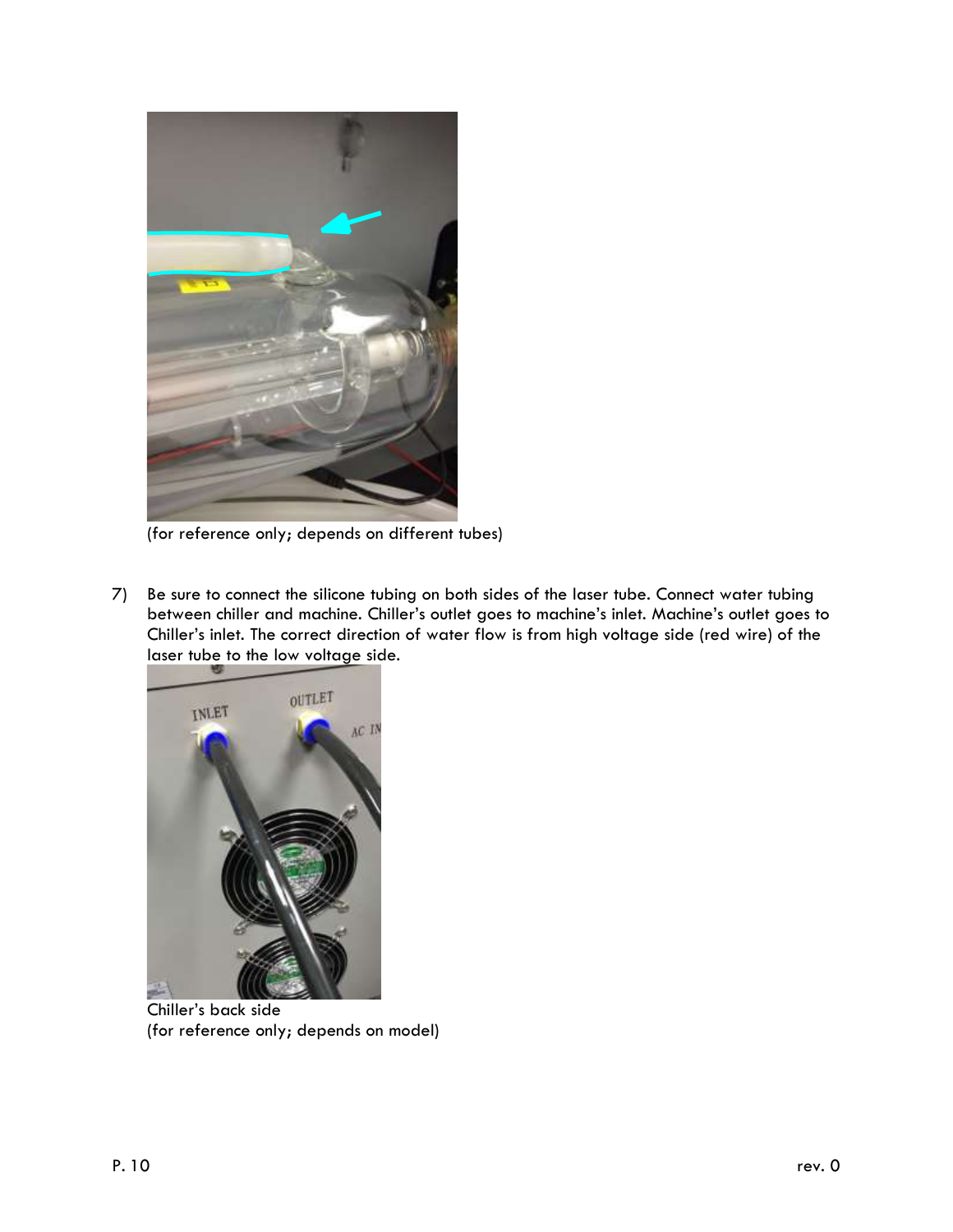(for reference only; depends on different tubes)

7) Be sure to connect the silicone tubing on both sides of the laser tube. Connect water tubing between chiller and machine. Chiller's outlet goes to machine's inlet. Machine's outlet goes to Chiller's inlet. The correct direction of water flow is from high voltage side (red wire) of the laser tube to the low voltage side.

Chiller's back side
(for reference only; depends on model)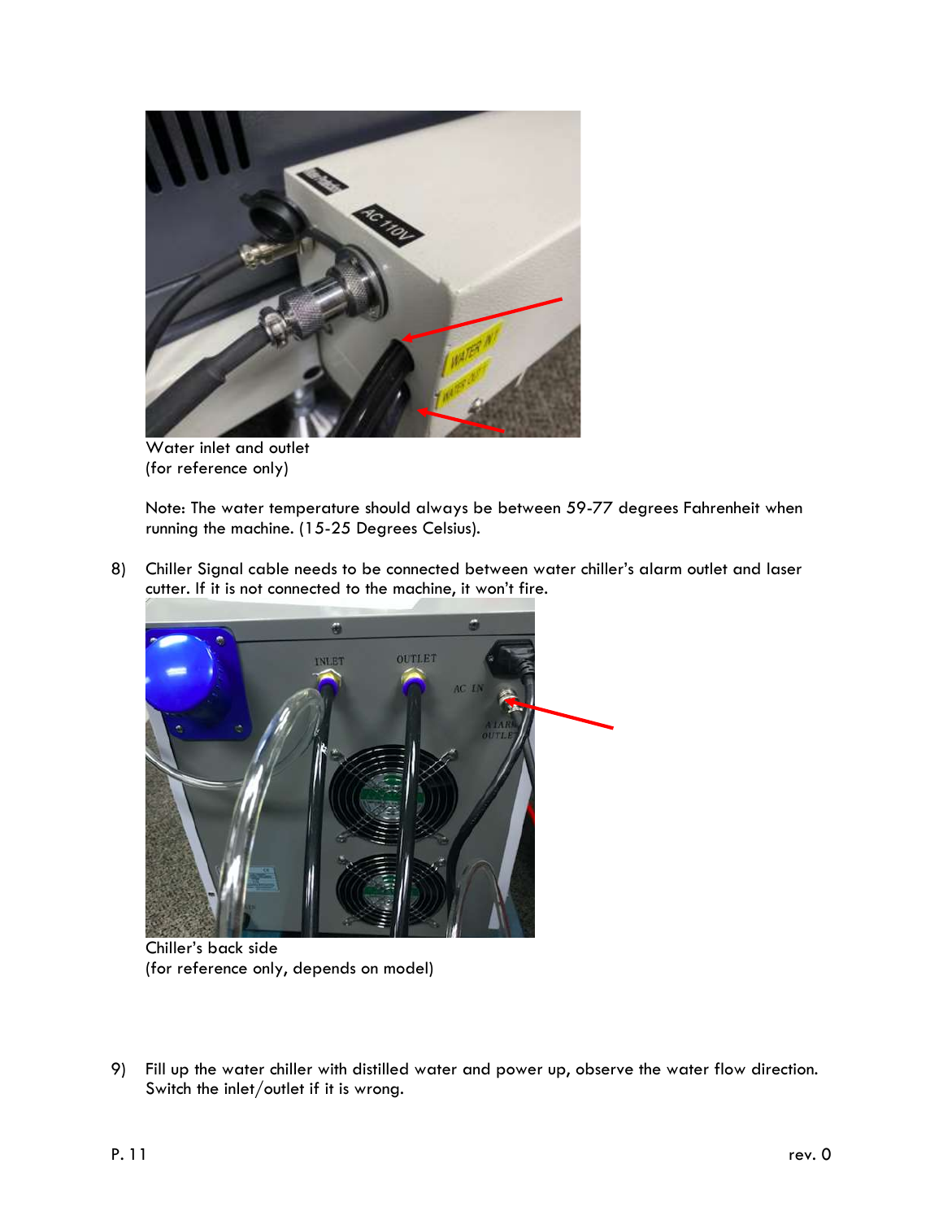Water inlet and outlet
(for reference only)

Note: The water temperature should always be between 59-77 degrees Fahrenheit when running the machine. (15-25 Degrees Celsius).

8) Chiller Signal cable needs to be connected between water chiller's alarm outlet and laser cutter. If it is not connected to the machine, it won't fire.

Chiller's back side
(for reference only, depends on model)

9) Fill up the water chiller with distilled water and power up, observe the water flow direction. Switch the inlet/outlet if it is wrong.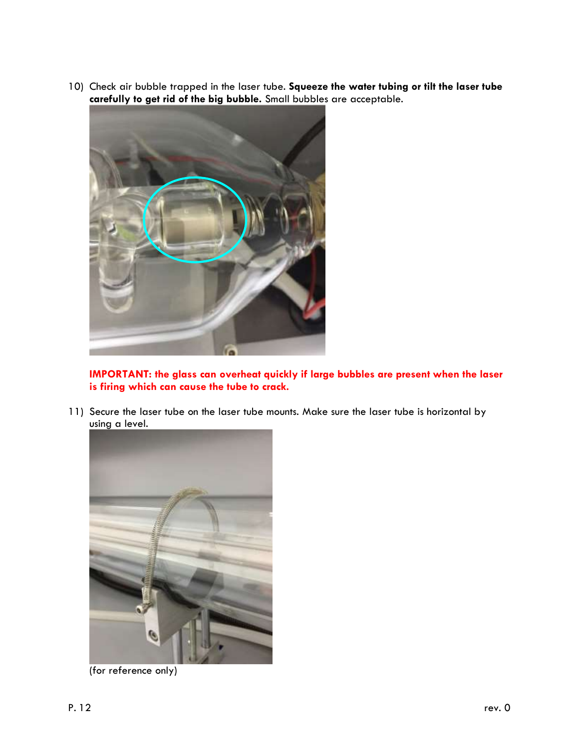10) Check air bubble trapped in the laser tube. **Squeeze the water tubing or tilt the laser tube carefully to get rid of the big bubble.** Small bubbles are acceptable.

**IMPORTANT: the glass can overheat quickly if large bubbles are present when the laser is firing which can cause the tube to crack.**

11) Secure the laser tube on the laser tube mounts. Make sure the laser tube is horizontal by using a level.

(for reference only)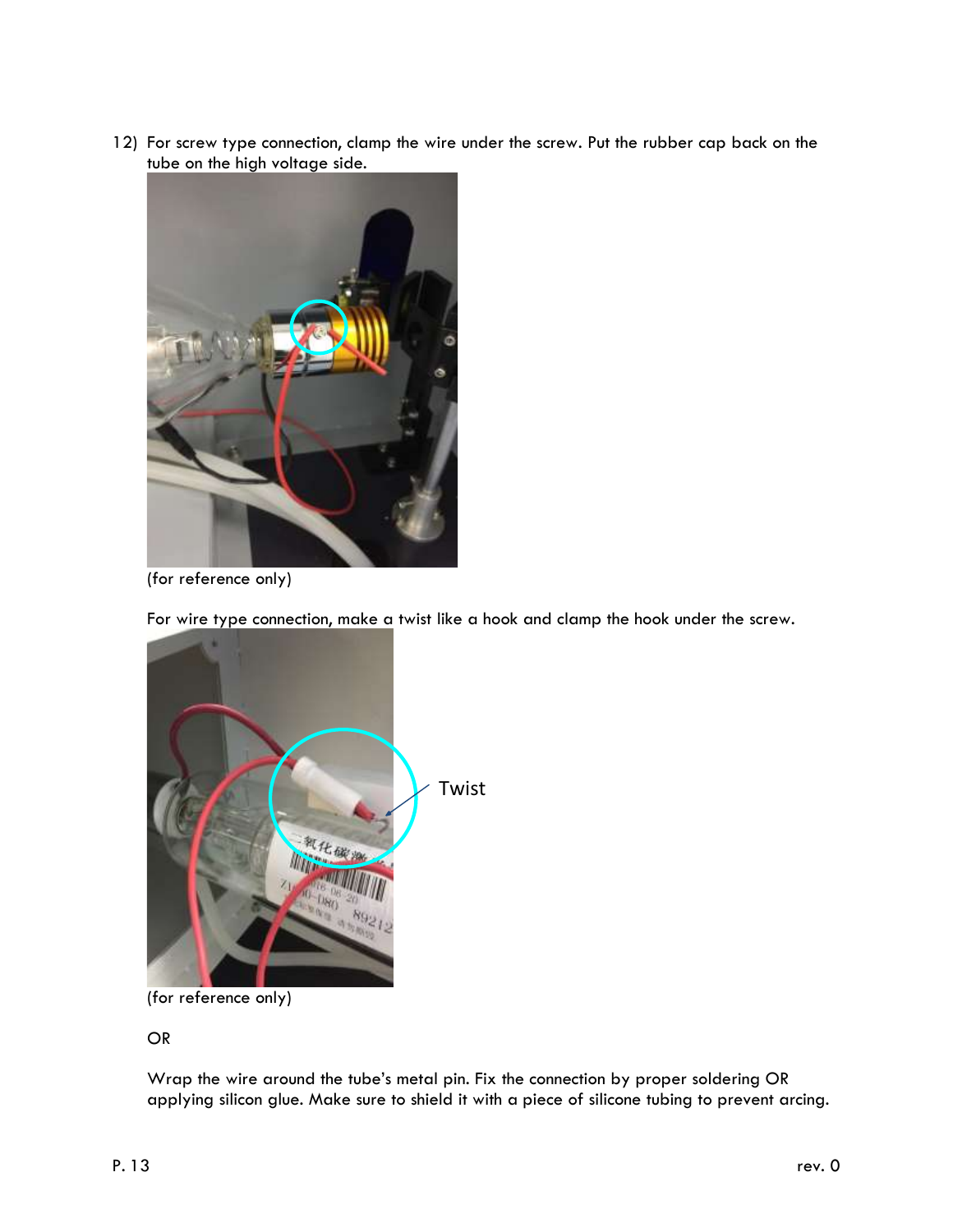12) For screw type connection, clamp the wire under the screw. Put the rubber cap back on the tube on the high voltage side.

(for reference only)

For wire type connection, make a twist like a hook and clamp the hook under the screw.

Twist

(for reference only)

OR

Wrap the wire around the tube's metal pin. Fix the connection by proper soldering OR applying silicon glue. Make sure to shield it with a piece of silicone tubing to prevent arcing.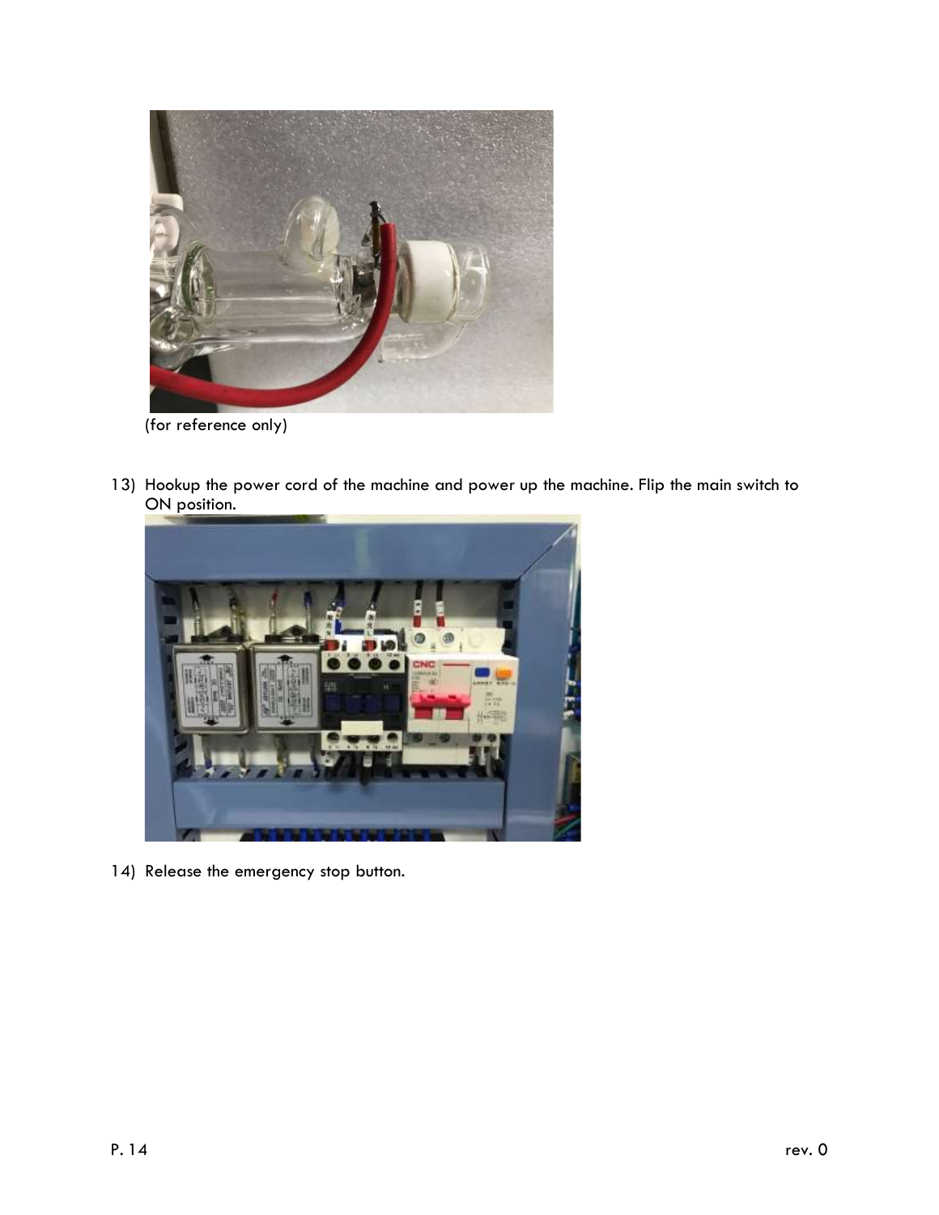(for reference only)

13) Hookup the power cord of the machine and power up the machine. Flip the main switch to ON position.

14) Release the emergency stop button.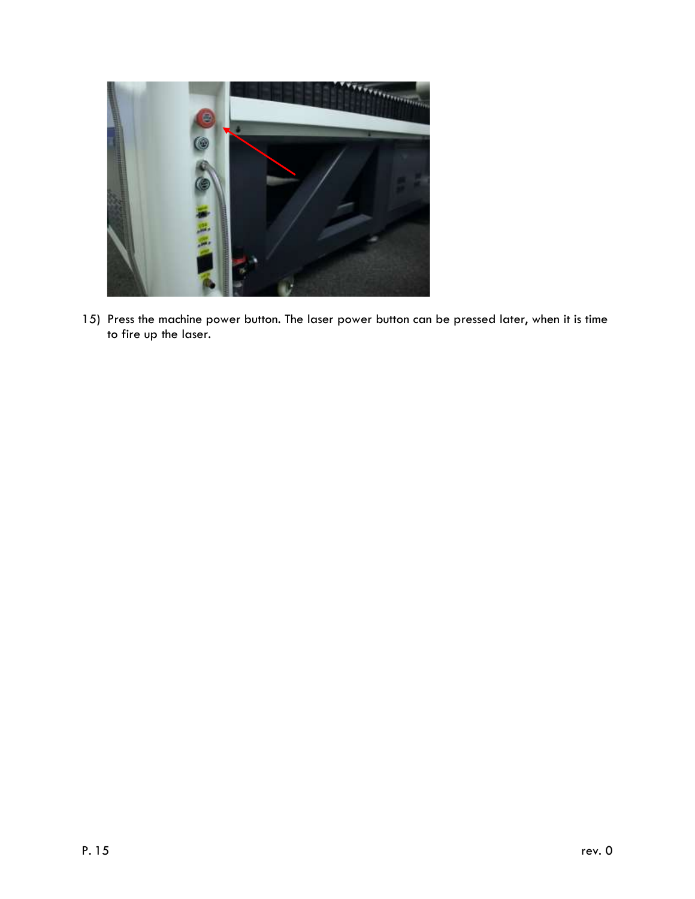15) Press the machine power button. The laser power button can be pressed later, when it is time to fire up the laser.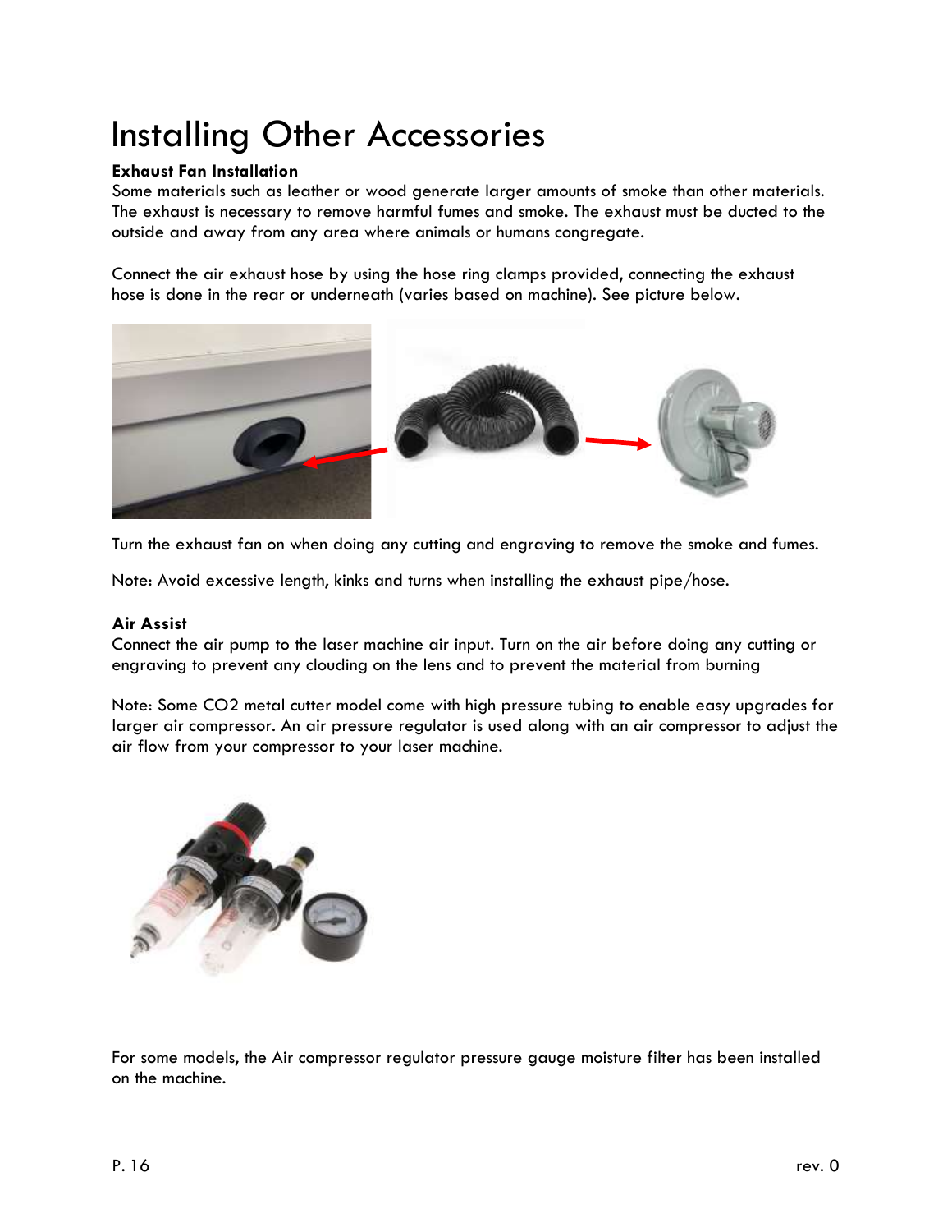# Installing Other Accessories

**Exhaust Fan Installation**

Some materials such as leather or wood generate larger amounts of smoke than other materials. The exhaust is necessary to remove harmful fumes and smoke. The exhaust must be ducted to the outside and away from any area where animals or humans congregate.

Connect the air exhaust hose by using the hose ring clamps provided, connecting the exhaust hose is done in the rear or underneath (varies based on machine). See picture below.

Turn the exhaust fan on when doing any cutting and engraving to remove the smoke and fumes.

Note: Avoid excessive length, kinks and turns when installing the exhaust pipe/hose.

**Air Assist**

Connect the air pump to the laser machine air input. Turn on the air before doing any cutting or engraving to prevent any clouding on the lens and to prevent the material from burning

Note: Some CO2 metal cutter model come with high pressure tubing to enable easy upgrades for larger air compressor. An air pressure regulator is used along with an air compressor to adjust the air flow from your compressor to your laser machine.

For some models, the Air compressor regulator pressure gauge moisture filter has been installed on the machine.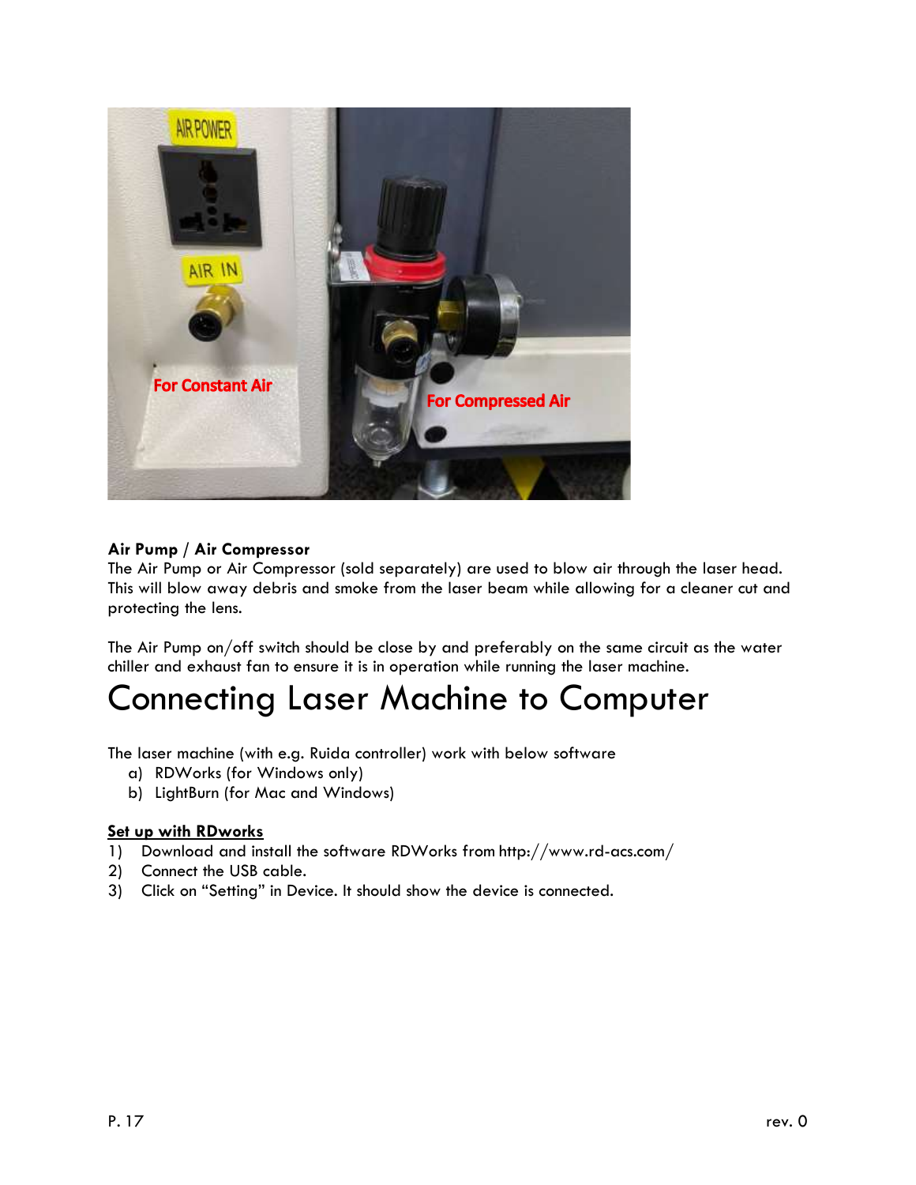**Air Pump / Air Compressor**

The Air Pump or Air Compressor (sold separately) are used to blow air through the laser head. This will blow away debris and smoke from the laser beam while allowing for a cleaner cut and protecting the lens.

The Air Pump on/off switch should be close by and preferably on the same circuit as the water chiller and exhaust fan to ensure it is in operation while running the laser machine.

# Connecting Laser Machine to Computer

The laser machine (with e.g. Ruida controller) work with below software

a) RDWorks (for Windows only)
b) LightBurn (for Mac and Windows)

**Set up with RDworks**

1) Download and install the software RDWorks from http://www.rd-acs.com/
2) Connect the USB cable.
3) Click on "Setting" in Device. It should show the device is connected.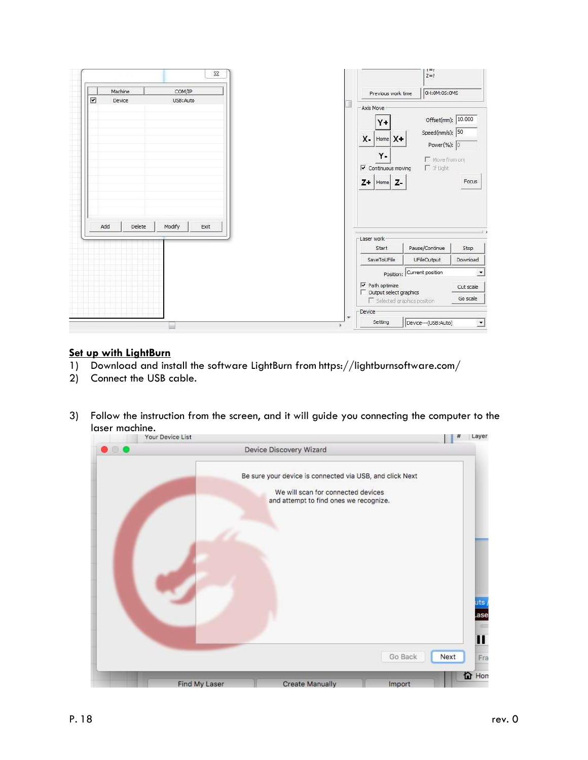## Set up with LightBurn

1) Download and install the software LightBurn from https://lightburnsoftware.com/
2) Connect the USB cable.

3) Follow the instruction from the screen, and it will guide you connecting the computer to the laser machine.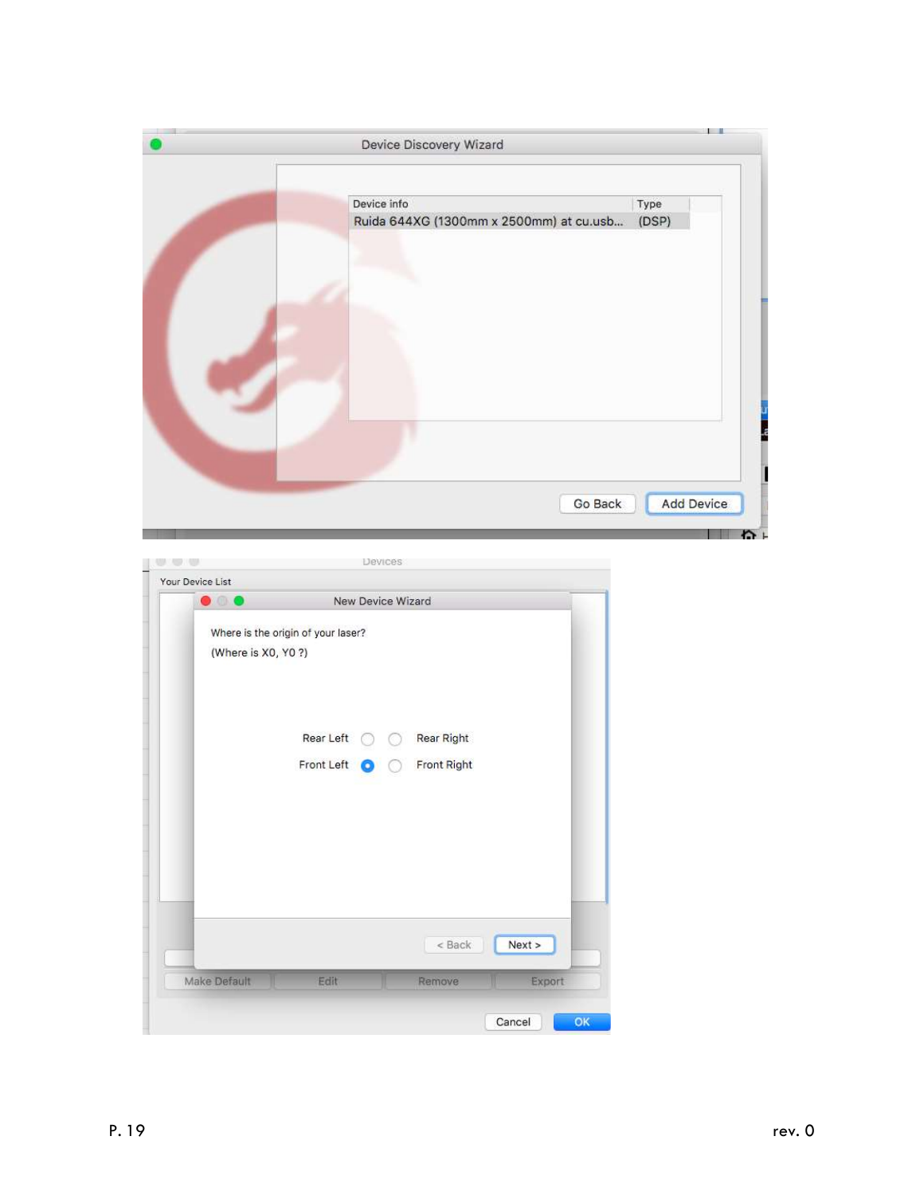Device Discovery Wizard

| Device info | Type |
| --- | --- |
| Ruida 644XG (1300mm x 2500mm) at cu.usb... | (DSP) |

Go Back | Add Device

Devices

Your Device List

New Device Wizard

Where is the origin of your laser?

(Where is X0, Y0 ?)

Rear Left ○ ○ Rear Right

Front Left ● ○ Front Right

< Back | Next >

Make Default | Edit | Remove | Export

Cancel | OK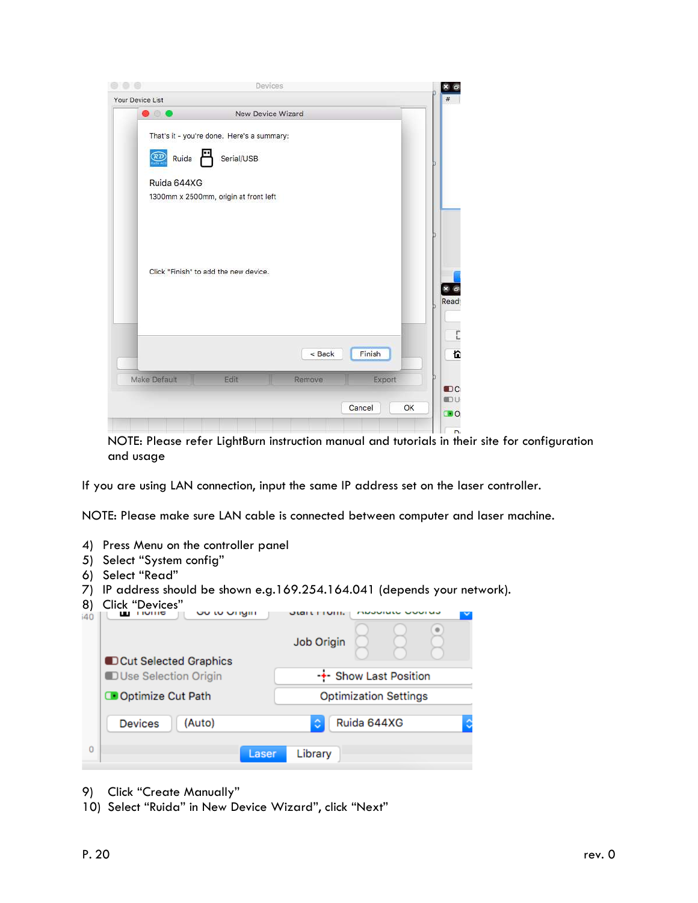NOTE: Please refer LightBurn instruction manual and tutorials in their site for configuration and usage

If you are using LAN connection, input the same IP address set on the laser controller.

NOTE: Please make sure LAN cable is connected between computer and laser machine.

4) Press Menu on the controller panel
5) Select "System config"
6) Select "Read"
7) IP address should be shown e.g.169.254.164.041 (depends your network).
8) Click "Devices"

9) Click "Create Manually"
10) Select "Ruida" in New Device Wizard", click "Next"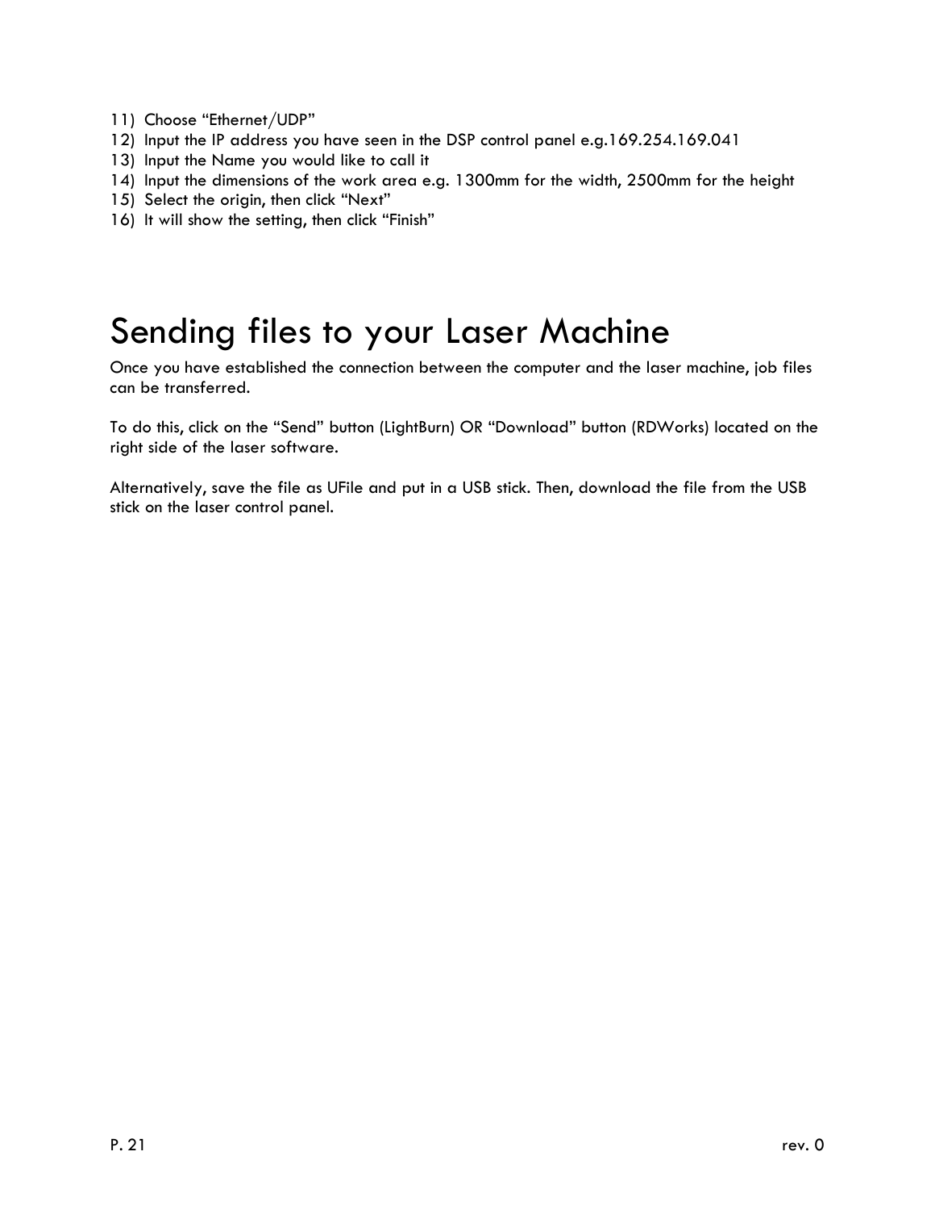11) Choose “Ethernet/UDP”
12) Input the IP address you have seen in the DSP control panel e.g.169.254.169.041
13) Input the Name you would like to call it
14) Input the dimensions of the work area e.g. 1300mm for the width, 2500mm for the height
15) Select the origin, then click “Next”
16) It will show the setting, then click “Finish”

# Sending files to your Laser Machine

Once you have established the connection between the computer and the laser machine, job files can be transferred.

To do this, click on the “Send” button (LightBurn) OR “Download” button (RDWorks) located on the right side of the laser software.

Alternatively, save the file as UFile and put in a USB stick. Then, download the file from the USB stick on the laser control panel.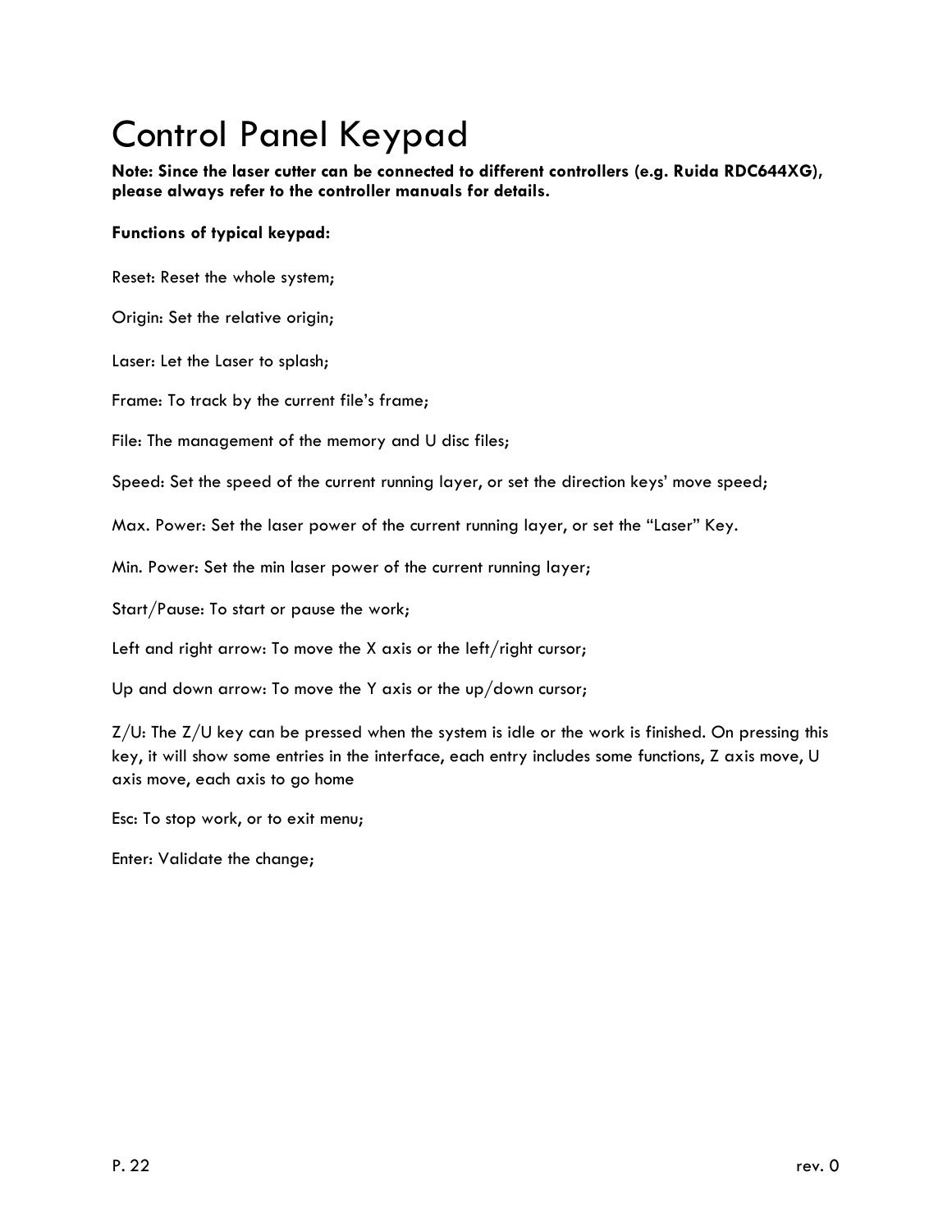# Control Panel Keypad

**Note: Since the laser cutter can be connected to different controllers (e.g. Ruida RDC644XG), please always refer to the controller manuals for details.**

**Functions of typical keypad:**

Reset: Reset the whole system;

Origin: Set the relative origin;

Laser: Let the Laser to splash;

Frame: To track by the current file's frame;

File: The management of the memory and U disc files;

Speed: Set the speed of the current running layer, or set the direction keys' move speed;

Max. Power: Set the laser power of the current running layer, or set the "Laser" Key.

Min. Power: Set the min laser power of the current running layer;

Start/Pause: To start or pause the work;

Left and right arrow: To move the X axis or the left/right cursor;

Up and down arrow: To move the Y axis or the up/down cursor;

Z/U: The Z/U key can be pressed when the system is idle or the work is finished. On pressing this key, it will show some entries in the interface, each entry includes some functions, Z axis move, U axis move, each axis to go home

Esc: To stop work, or to exit menu;

Enter: Validate the change;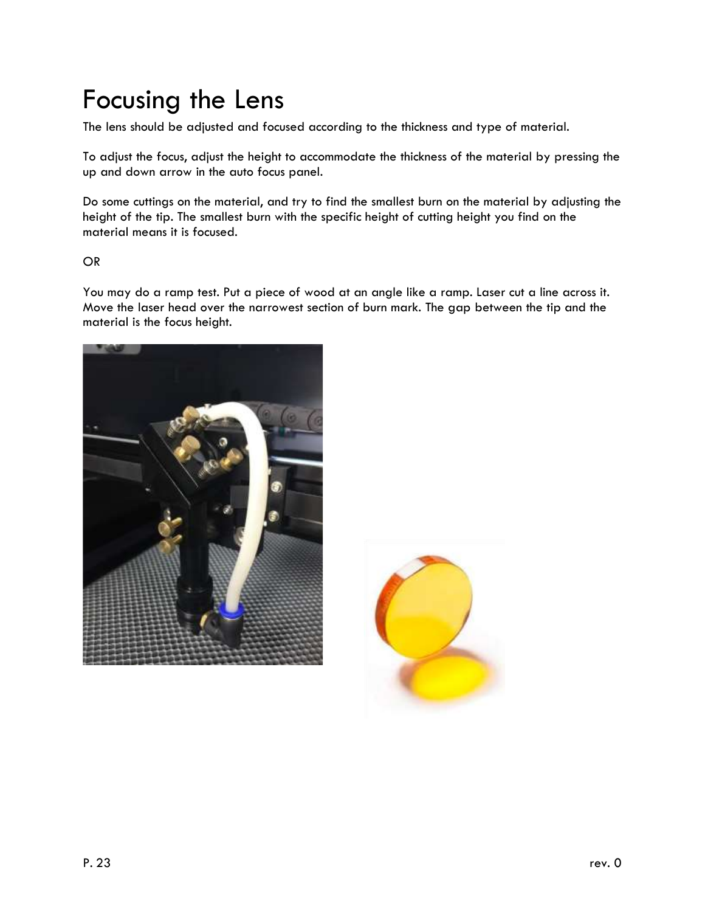# Focusing the Lens

The lens should be adjusted and focused according to the thickness and type of material.

To adjust the focus, adjust the height to accommodate the thickness of the material by pressing the up and down arrow in the auto focus panel.

Do some cuttings on the material, and try to find the smallest burn on the material by adjusting the height of the tip. The smallest burn with the specific height of cutting height you find on the material means it is focused.

OR

You may do a ramp test. Put a piece of wood at an angle like a ramp. Laser cut a line across it. Move the laser head over the narrowest section of burn mark. The gap between the tip and the material is the focus height.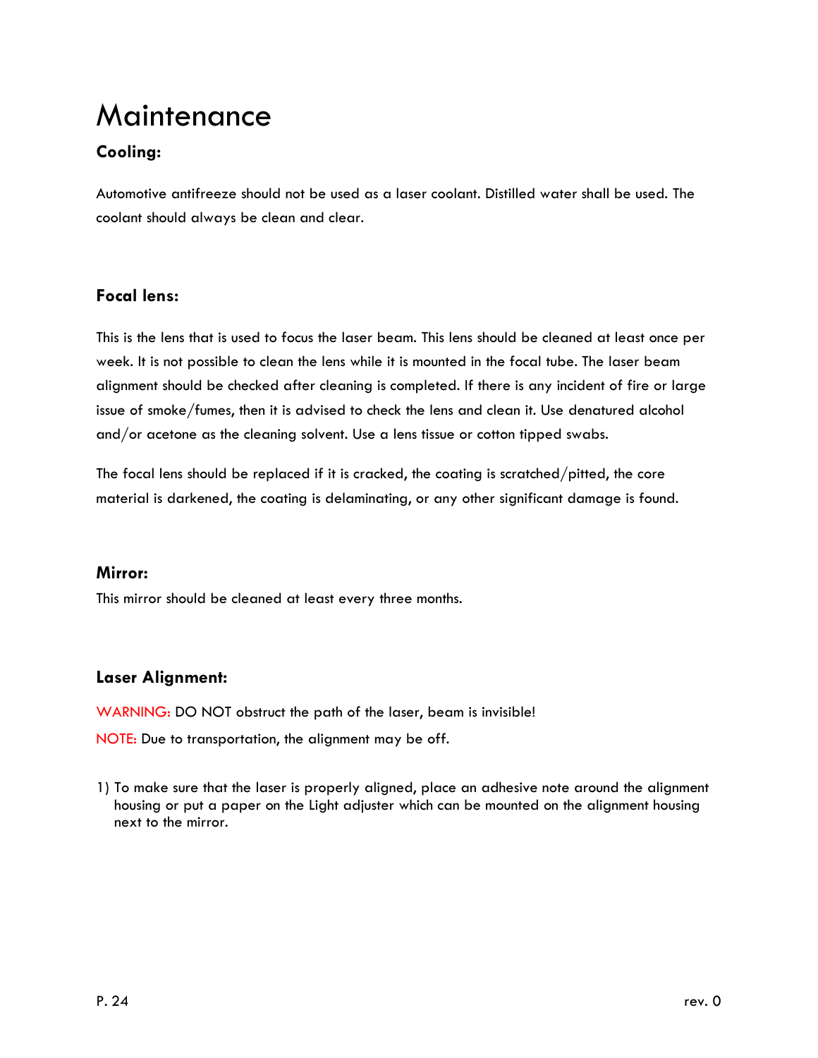# Maintenance

### Cooling:

Automotive antifreeze should not be used as a laser coolant. Distilled water shall be used. The coolant should always be clean and clear.

### Focal lens:

This is the lens that is used to focus the laser beam. This lens should be cleaned at least once per week. It is not possible to clean the lens while it is mounted in the focal tube. The laser beam alignment should be checked after cleaning is completed. If there is any incident of fire or large issue of smoke/fumes, then it is advised to check the lens and clean it. Use denatured alcohol and/or acetone as the cleaning solvent. Use a lens tissue or cotton tipped swabs.

The focal lens should be replaced if it is cracked, the coating is scratched/pitted, the core material is darkened, the coating is delaminating, or any other significant damage is found.

### Mirror:

This mirror should be cleaned at least every three months.

### Laser Alignment:

WARNING: DO NOT obstruct the path of the laser, beam is invisible!

NOTE: Due to transportation, the alignment may be off.

1) To make sure that the laser is properly aligned, place an adhesive note around the alignment housing or put a paper on the Light adjuster which can be mounted on the alignment housing next to the mirror.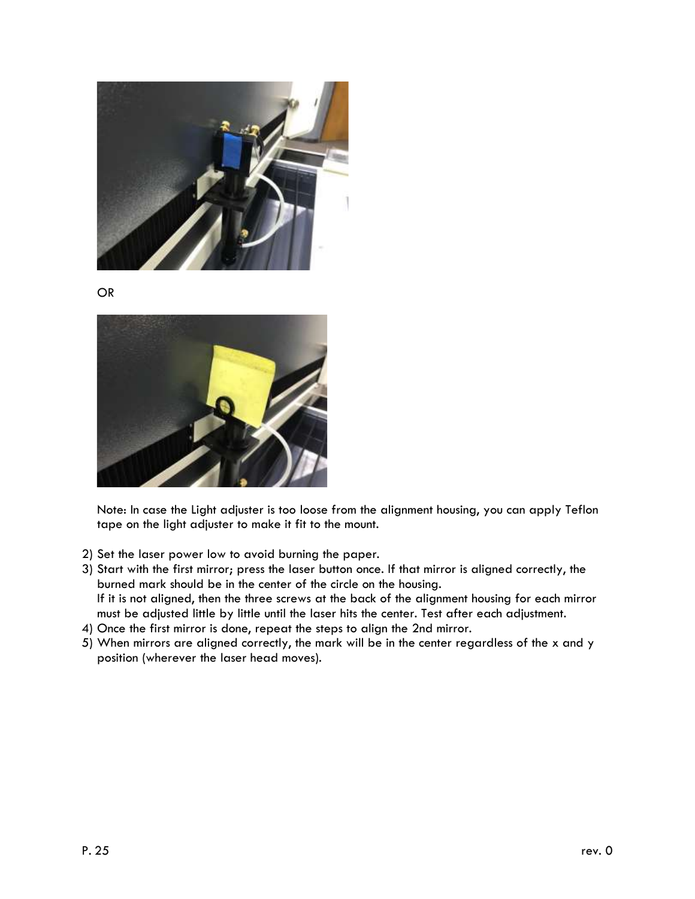OR

Note: In case the Light adjuster is too loose from the alignment housing, you can apply Teflon tape on the light adjuster to make it fit to the mount.

2) Set the laser power low to avoid burning the paper.
3) Start with the first mirror; press the laser button once. If that mirror is aligned correctly, the burned mark should be in the center of the circle on the housing.
   If it is not aligned, then the three screws at the back of the alignment housing for each mirror must be adjusted little by little until the laser hits the center. Test after each adjustment.
4) Once the first mirror is done, repeat the steps to align the 2nd mirror.
5) When mirrors are aligned correctly, the mark will be in the center regardless of the x and y position (wherever the laser head moves).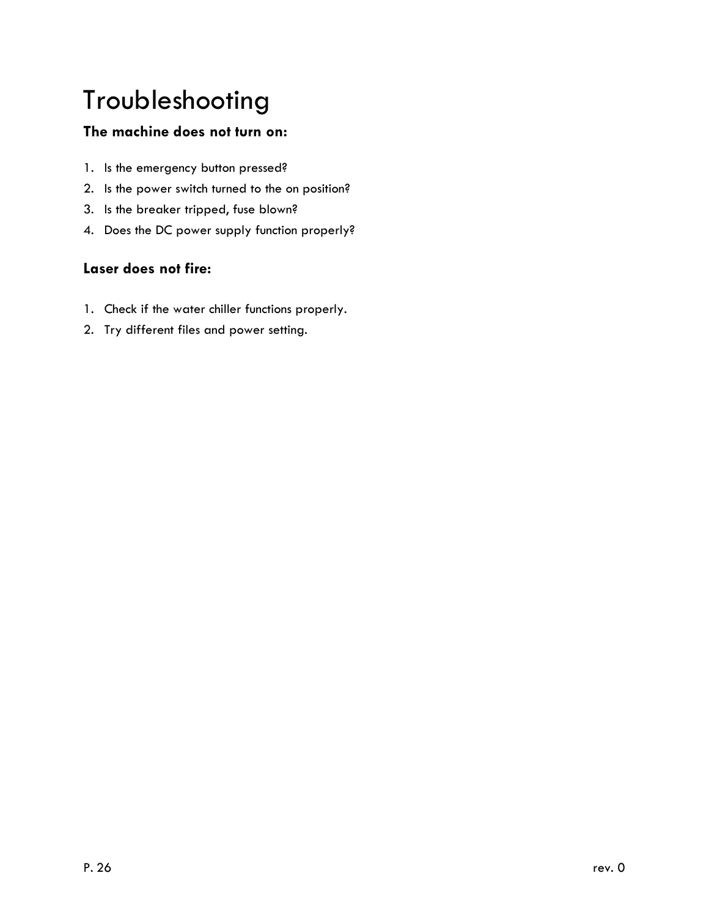# Troubleshooting

### The machine does not turn on:

1. Is the emergency button pressed?
2. Is the power switch turned to the on position?
3. Is the breaker tripped, fuse blown?
4. Does the DC power supply function properly?

### Laser does not fire:

1. Check if the water chiller functions properly.
2. Try different files and power setting.